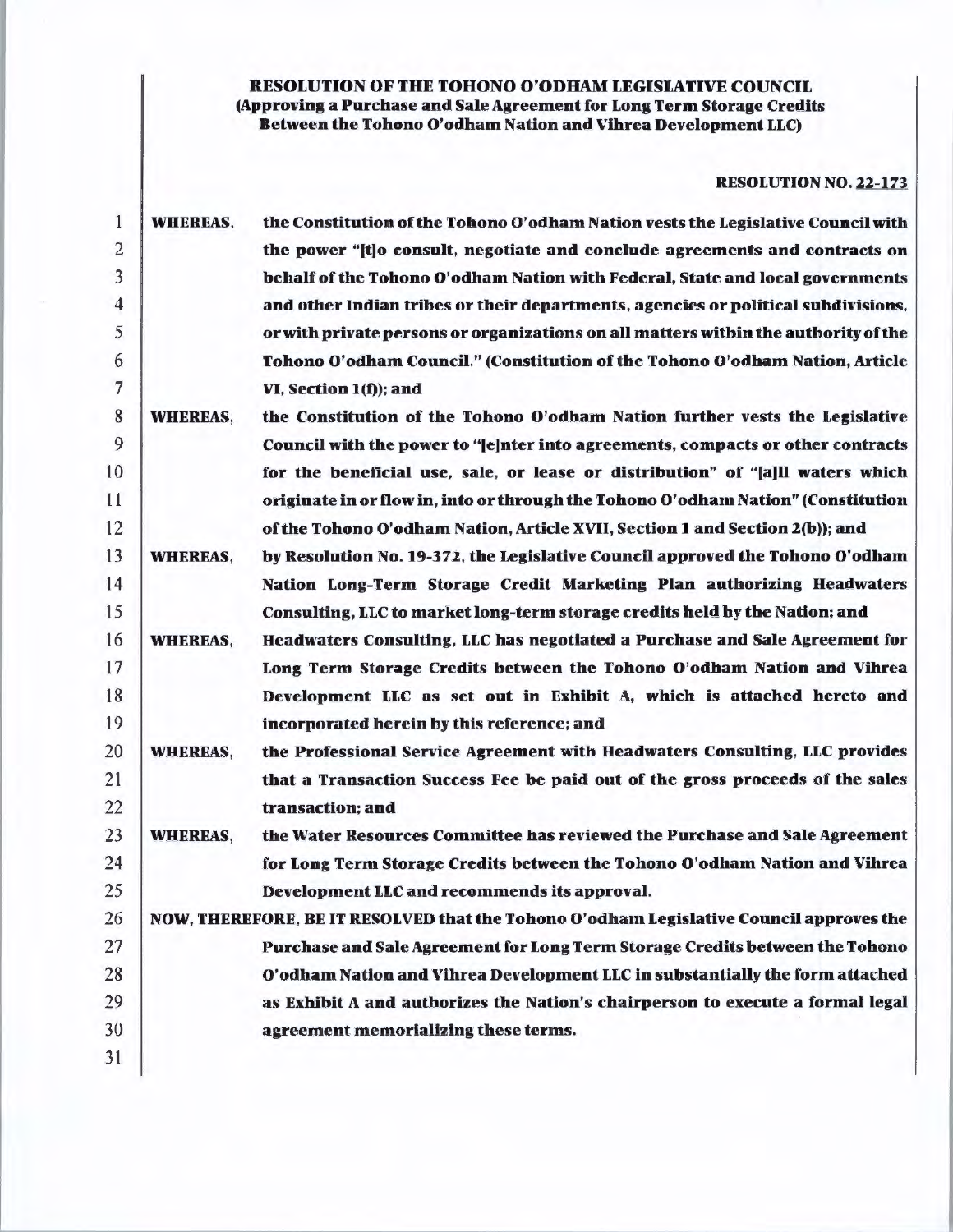**RESOLUTION OF THE TOHONO O'ODHAM LEGISLATIVE COUNCIL**
**(Approving a Purchase and Sale Agreement for Long Term Storage Credits Between the Tohono O'odham Nation and Vihrea Development LLC)**

**RESOLUTION NO. 22-173**

**WHEREAS,** the Constitution of the Tohono O'odham Nation vests the Legislative Council with the power "[t]o consult, negotiate and conclude agreements and contracts on behalf of the Tohono O'odham Nation with Federal, State and local governments and other Indian tribes or their departments, agencies or political subdivisions, or with private persons or organizations on all matters within the authority of the Tohono O'odham Council." (Constitution of the Tohono O'odham Nation, Article VI, Section 1(f)); and

**WHEREAS,** the Constitution of the Tohono O'odham Nation further vests the Legislative Council with the power to "[e]nter into agreements, compacts or other contracts for the beneficial use, sale, or lease or distribution" of "[a]ll waters which originate in or flow in, into or through the Tohono O'odham Nation" (Constitution of the Tohono O'odham Nation, Article XVII, Section 1 and Section 2(b)); and

**WHEREAS,** by Resolution No. 19-372, the Legislative Council approved the Tohono O'odham Nation Long-Term Storage Credit Marketing Plan authorizing Headwaters Consulting, LLC to market long-term storage credits held by the Nation; and

**WHEREAS,** Headwaters Consulting, LLC has negotiated a Purchase and Sale Agreement for Long Term Storage Credits between the Tohono O'odham Nation and Vihrea Development LLC as set out in Exhibit A, which is attached hereto and incorporated herein by this reference; and

**WHEREAS,** the Professional Service Agreement with Headwaters Consulting, LLC provides that a Transaction Success Fee be paid out of the gross proceeds of the sales transaction; and

**WHEREAS,** the Water Resources Committee has reviewed the Purchase and Sale Agreement for Long Term Storage Credits between the Tohono O'odham Nation and Vihrea Development LLC and recommends its approval.

**NOW, THEREFORE, BE IT RESOLVED that the Tohono O'odham Legislative Council approves the Purchase and Sale Agreement for Long Term Storage Credits between the Tohono O'odham Nation and Vihrea Development LLC in substantially the form attached as Exhibit A and authorizes the Nation's chairperson to execute a formal legal agreement memorializing these terms.**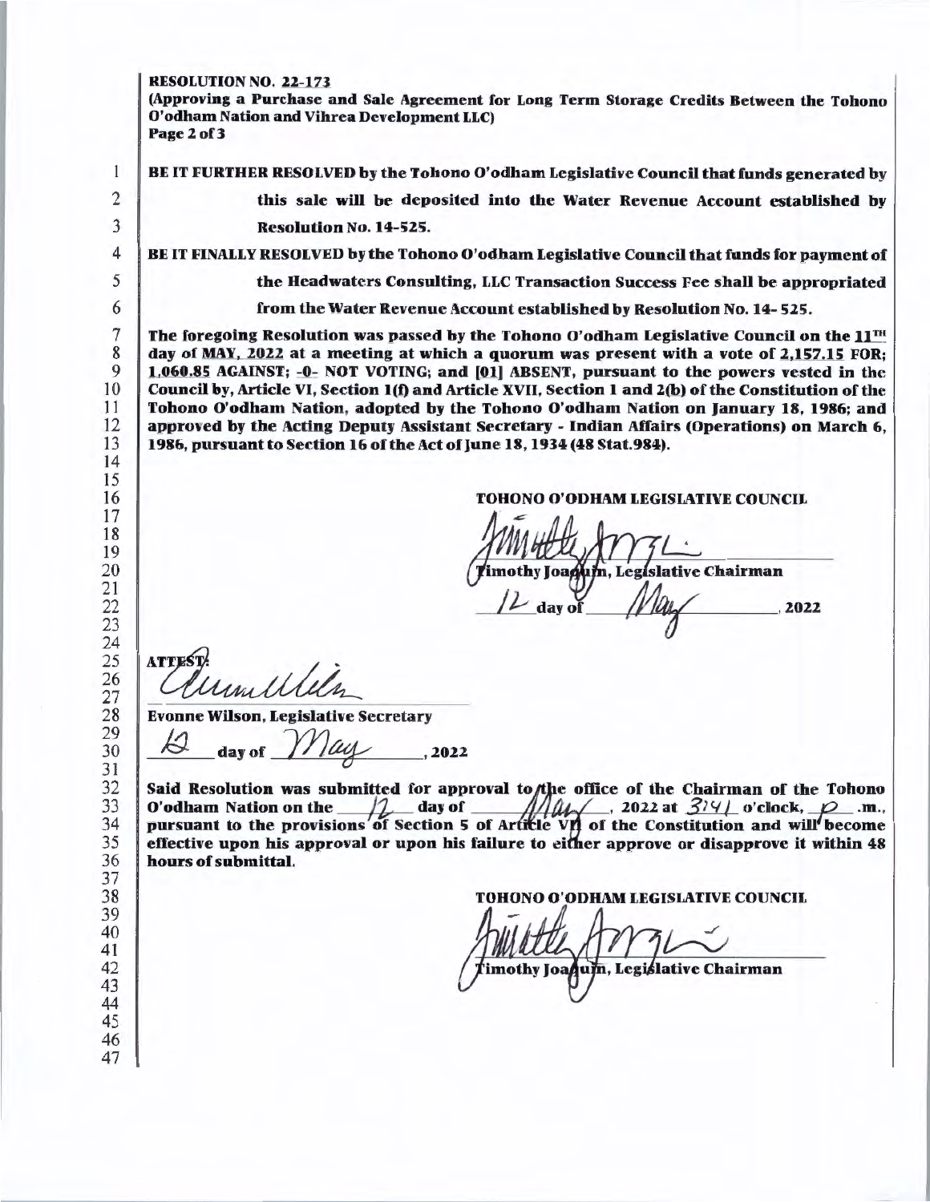**RESOLUTION NO. 22-173**
**(Approving a Purchase and Sale Agreement for Long Term Storage Credits Between the Tohono O'odham Nation and Vihrea Development LLC)**

**BE IT FURTHER RESOLVED by the Tohono O'odham Legislative Council that funds generated by this sale will be deposited into the Water Revenue Account established by Resolution No. 14-525.**

**BE IT FINALLY RESOLVED by the Tohono O'odham Legislative Council that funds for payment of the Headwaters Consulting, LLC Transaction Success Fee shall be appropriated from the Water Revenue Account established by Resolution No. 14- 525.**

**The foregoing Resolution was passed by the Tohono O'odham Legislative Council on the 11TH day of MAY, 2022 at a meeting at which a quorum was present with a vote of 2,157.15 FOR; 1,060.85 AGAINST; -0- NOT VOTING; and [01] ABSENT, pursuant to the powers vested in the Council by, Article VI, Section 1(f) and Article XVII, Section 1 and 2(b) of the Constitution of the Tohono O'odham Nation, adopted by the Tohono O'odham Nation on January 18, 1986; and approved by the Acting Deputy Assistant Secretary - Indian Affairs (Operations) on March 6, 1986, pursuant to Section 16 of the Act of June 18, 1934 (48 Stat.984).**

**TOHONO O'ODHAM LEGISLATIVE COUNCIL**

[signature]
**Timothy Joaquin, Legislative Chairman**

12 **day of** May **, 2022**

**ATTEST:**

[signature]
**Evonne Wilson, Legislative Secretary**

12 **day of** May **, 2022**

**Said Resolution was submitted for approval to the office of the Chairman of the Tohono O'odham Nation on the** 12 **day of** May **, 2022 at** 3:41 **o'clock,** p **.m., pursuant to the provisions of Section 5 of Article VII of the Constitution and will become effective upon his approval or upon his failure to either approve or disapprove it within 48 hours of submittal.**

**TOHONO O'ODHAM LEGISLATIVE COUNCIL**

[signature]
**Timothy Joaquin, Legislative Chairman**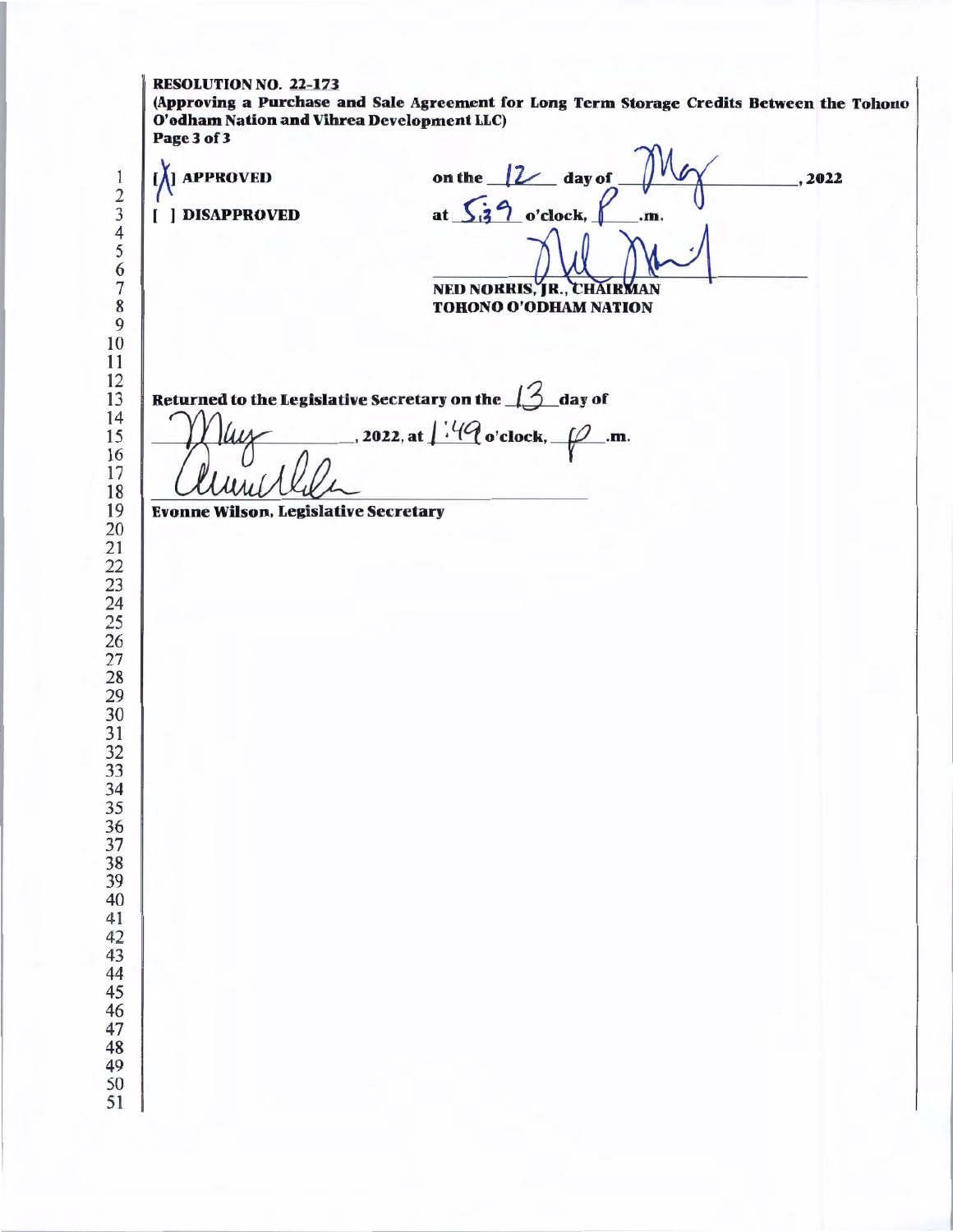**RESOLUTION NO. 22-173**
**(Approving a Purchase and Sale Agreement for Long Term Storage Credits Between the Tohono O'odham Nation and Vihrea Development LLC)**

[X] **APPROVED** on the 12 day of May, 2022

[ ] **DISAPPROVED** at 5:39 o'clock, P.m.

**NED NORRIS, JR., CHAIRMAN**
**TOHONO O'ODHAM NATION**

**Returned to the Legislative Secretary on the** 13 **day of** May, **2022, at** 1:49 **o'clock,** P**.m.**

**Evonne Wilson, Legislative Secretary**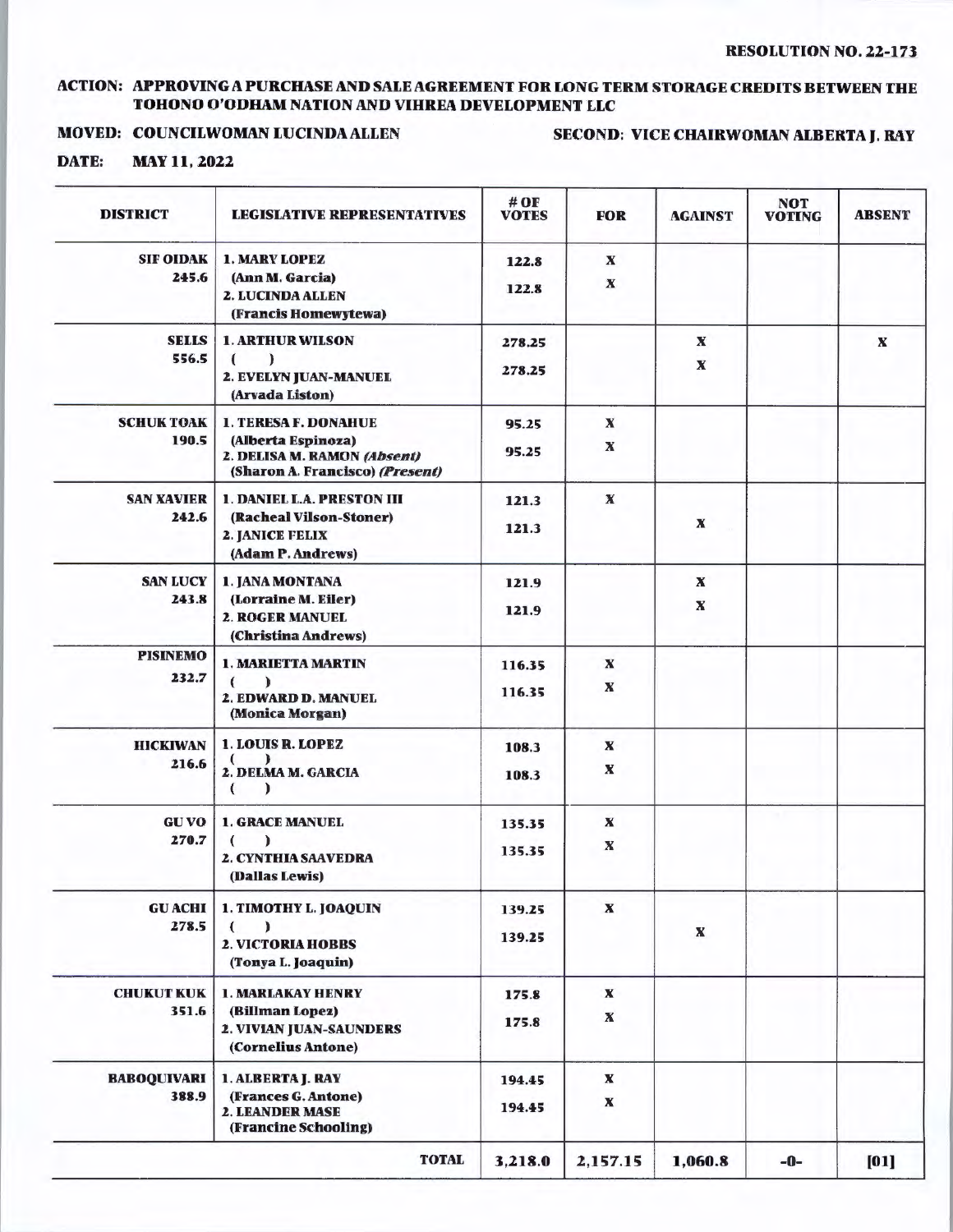**RESOLUTION NO. 22-173**

**ACTION: APPROVING A PURCHASE AND SALE AGREEMENT FOR LONG TERM STORAGE CREDITS BETWEEN THE TOHONO O'ODHAM NATION AND VIHREA DEVELOPMENT LLC**

**MOVED: COUNCILWOMAN LUCINDA ALLEN** **SECOND: VICE CHAIRWOMAN ALBERTA J. RAY**

**DATE: MAY 11, 2022**

| DISTRICT | LEGISLATIVE REPRESENTATIVES | # OF VOTES | FOR | AGAINST | NOT VOTING | ABSENT |
|---|---|---|---|---|---|---|
| **SIF OIDAK** 245.6 | **1. MARY LOPEZ** (Ann M. Garcia) **2. LUCINDA ALLEN** (Francis Homewytewa) | 122.8 122.8 | X X | | | |
| **SELLS** 556.5 | **1. ARTHUR WILSON** ( ) **2. EVELYN JUAN-MANUEL** (Arvada Liston) | 278.25 278.25 | | X X | | X |
| **SCHUK TOAK** 190.5 | **1. TERESA F. DONAHUE** (Alberta Espinoza) **2. DELISA M. RAMON *(Absent)*** (Sharon A. Francisco) *(Present)* | 95.25 95.25 | X X | | | |
| **SAN XAVIER** 242.6 | **1. DANIEL L.A. PRESTON III** (Racheal Vilson-Stoner) **2. JANICE FELIX** (Adam P. Andrews) | 121.3 121.3 | X | X | | |
| **SAN LUCY** 243.8 | **1. JANA MONTANA** (Lorraine M. Eiler) **2. ROGER MANUEL** (Christina Andrews) | 121.9 121.9 | | X X | | |
| **PISINEMO** 232.7 | **1. MARIETTA MARTIN** ( ) **2. EDWARD D. MANUEL** (Monica Morgan) | 116.35 116.35 | X X | | | |
| **HICKIWAN** 216.6 | **1. LOUIS R. LOPEZ** ( ) **2. DELMA M. GARCIA** ( ) | 108.3 108.3 | X X | | | |
| **GU VO** 270.7 | **1. GRACE MANUEL** ( ) **2. CYNTHIA SAAVEDRA** (Dallas Lewis) | 135.35 135.35 | X X | | | |
| **GU ACHI** 278.5 | **1. TIMOTHY L. JOAQUIN** ( ) **2. VICTORIA HOBBS** (Tonya L. Joaquin) | 139.25 139.25 | X | X | | |
| **CHUKUT KUK** 351.6 | **1. MARLAKAY HENRY** (Billman Lopez) **2. VIVIAN JUAN-SAUNDERS** (Cornelius Antone) | 175.8 175.8 | X X | | | |
| **BABOQUIVARI** 388.9 | **1. ALBERTA J. RAY** (Frances G. Antone) **2. LEANDER MASE** (Francine Schooling) | 194.45 194.45 | X X | | | |
| | **TOTAL** | **3,218.0** | **2,157.15** | **1,060.8** | **-0-** | **[01]** |